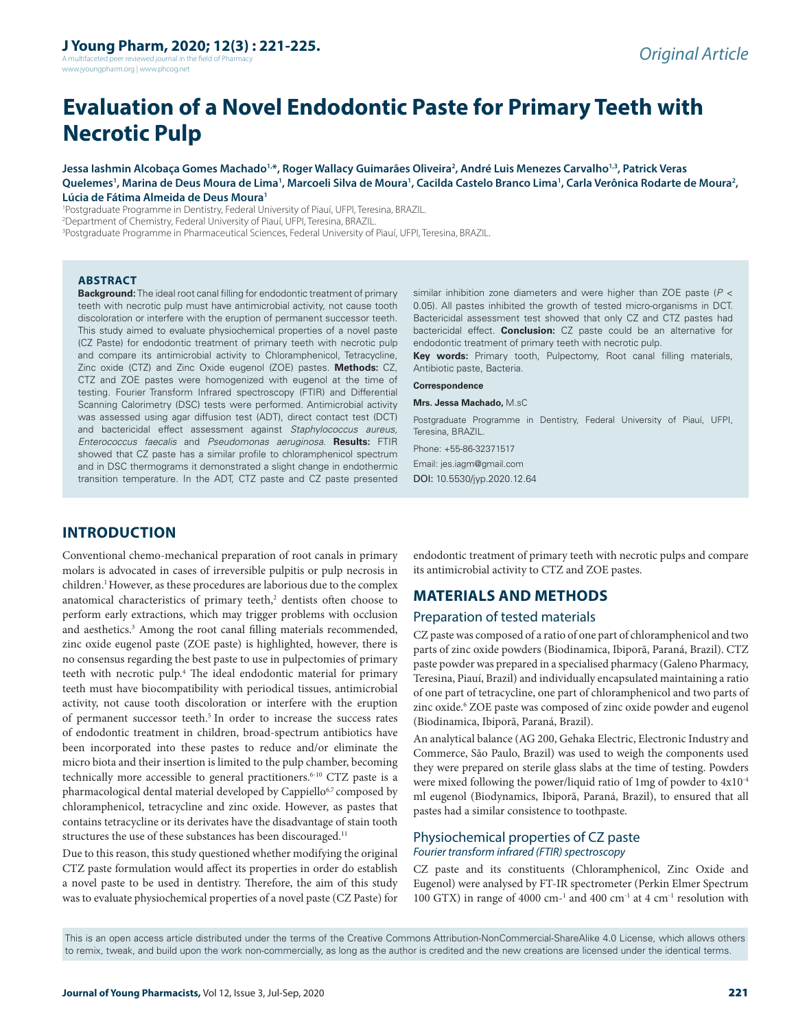Original Article

# Evaluation of a Novel Endodontic Paste for Primary Teeth with Necrotic Pulp

**Jessa Iashmin Alcobaça Gomes Machado[1,*], Roger Wallacy Guimarães Oliveira[2], André Luis Menezes Carvalho[1,3], Patrick Veras Quelemes[1], Marina de Deus Moura de Lima[1], Marcoeli Silva de Moura[1], Cacilda Castelo Branco Lima[1], Carla Verônica Rodarte de Moura[2], Lúcia de Fátima Almeida de Deus Moura[1]**

[1]Postgraduate Programme in Dentistry, Federal University of Piauí, UFPI, Teresina, BRAZIL.
[2]Department of Chemistry, Federal University of Piauí, UFPI, Teresina, BRAZIL.
[3]Postgraduate Programme in Pharmaceutical Sciences, Federal University of Piauí, UFPI, Teresina, BRAZIL.

## ABSTRACT

**Background:** The ideal root canal filling for endodontic treatment of primary teeth with necrotic pulp must have antimicrobial activity, not cause tooth discoloration or interfere with the eruption of permanent successor teeth. This study aimed to evaluate physiochemical properties of a novel paste (CZ Paste) for endodontic treatment of primary teeth with necrotic pulp and compare its antimicrobial activity to Chloramphenicol, Tetracycline, Zinc oxide (CTZ) and Zinc Oxide eugenol (ZOE) pastes. **Methods:** CZ, CTZ and ZOE pastes were homogenized with eugenol at the time of testing. Fourier Transform Infrared spectroscopy (FTIR) and Differential Scanning Calorimetry (DSC) tests were performed. Antimicrobial activity was assessed using agar diffusion test (ADT), direct contact test (DCT) and bactericidal effect assessment against *Staphylococcus aureus, Enterococcus faecalis* and *Pseudomonas aeruginosa*. **Results:** FTIR showed that CZ paste has a similar profile to chloramphenicol spectrum and in DSC thermograms it demonstrated a slight change in endothermic transition temperature. In the ADT, CTZ paste and CZ paste presented similar inhibition zone diameters and were higher than ZOE paste ($P < 0.05$). All pastes inhibited the growth of tested micro-organisms in DCT. Bactericidal assessment test showed that only CZ and CTZ pastes had bactericidal effect. **Conclusion:** CZ paste could be an alternative for endodontic treatment of primary teeth with necrotic pulp.

**Key words:** Primary tooth, Pulpectomy, Root canal filling materials, Antibiotic paste, Bacteria.

**Correspondence**

**Mrs. Jessa Machado,** M.sC

Postgraduate Programme in Dentistry, Federal University of Piauí, UFPI, Teresina, BRAZIL.

Phone: +55-86-32371517

Email: jes.iagm@gmail.com

DOI: 10.5530/jyp.2020.12.64

## INTRODUCTION

Conventional chemo-mechanical preparation of root canals in primary molars is advocated in cases of irreversible pulpitis or pulp necrosis in children.[1] However, as these procedures are laborious due to the complex anatomical characteristics of primary teeth,[2] dentists often choose to perform early extractions, which may trigger problems with occlusion and aesthetics.[3] Among the root canal filling materials recommended, zinc oxide eugenol paste (ZOE paste) is highlighted, however, there is no consensus regarding the best paste to use in pulpectomies of primary teeth with necrotic pulp.[4] The ideal endodontic material for primary teeth must have biocompatibility with periodical tissues, antimicrobial activity, not cause tooth discoloration or interfere with the eruption of permanent successor teeth.[5] In order to increase the success rates of endodontic treatment in children, broad-spectrum antibiotics have been incorporated into these pastes to reduce and/or eliminate the micro biota and their insertion is limited to the pulp chamber, becoming technically more accessible to general practitioners.[6-10] CTZ paste is a pharmacological dental material developed by Cappiello[6,7] composed by chloramphenicol, tetracycline and zinc oxide. However, as pastes that contains tetracycline or its derivates have the disadvantage of stain tooth structures the use of these substances has been discouraged.[11]

Due to this reason, this study questioned whether modifying the original CTZ paste formulation would affect its properties in order do establish a novel paste to be used in dentistry. Therefore, the aim of this study was to evaluate physiochemical properties of a novel paste (CZ Paste) for endodontic treatment of primary teeth with necrotic pulps and compare its antimicrobial activity to CTZ and ZOE pastes.

## MATERIALS AND METHODS

### Preparation of tested materials

CZ paste was composed of a ratio of one part of chloramphenicol and two parts of zinc oxide powders (Biodinamica, Ibiporã, Paraná, Brazil). CTZ paste powder was prepared in a specialised pharmacy (Galeno Pharmacy, Teresina, Piauí, Brazil) and individually encapsulated maintaining a ratio of one part of tetracycline, one part of chloramphenicol and two parts of zinc oxide.[6] ZOE paste was composed of zinc oxide powder and eugenol (Biodinamica, Ibiporã, Paraná, Brazil).

An analytical balance (AG 200, Gehaka Electric, Electronic Industry and Commerce, São Paulo, Brazil) was used to weigh the components used they were prepared on sterile glass slabs at the time of testing. Powders were mixed following the power/liquid ratio of 1mg of powder to $4x10^{-4}$ ml eugenol (Biodynamics, Ibiporã, Paraná, Brazil), to ensured that all pastes had a similar consistence to toothpaste.

### Physiochemical properties of CZ paste

#### *Fourier transform infrared (FTIR) spectroscopy*

CZ paste and its constituents (Chloramphenicol, Zinc Oxide and Eugenol) were analysed by FT-IR spectrometer (Perkin Elmer Spectrum 100 GTX) in range of 4000 $cm^{-1}$ and 400 $cm^{-1}$ at 4 $cm^{-1}$ resolution with

This is an open access article distributed under the terms of the Creative Commons Attribution-NonCommercial-ShareAlike 4.0 License, which allows others to remix, tweak, and build upon the work non-commercially, as long as the author is credited and the new creations are licensed under the identical terms.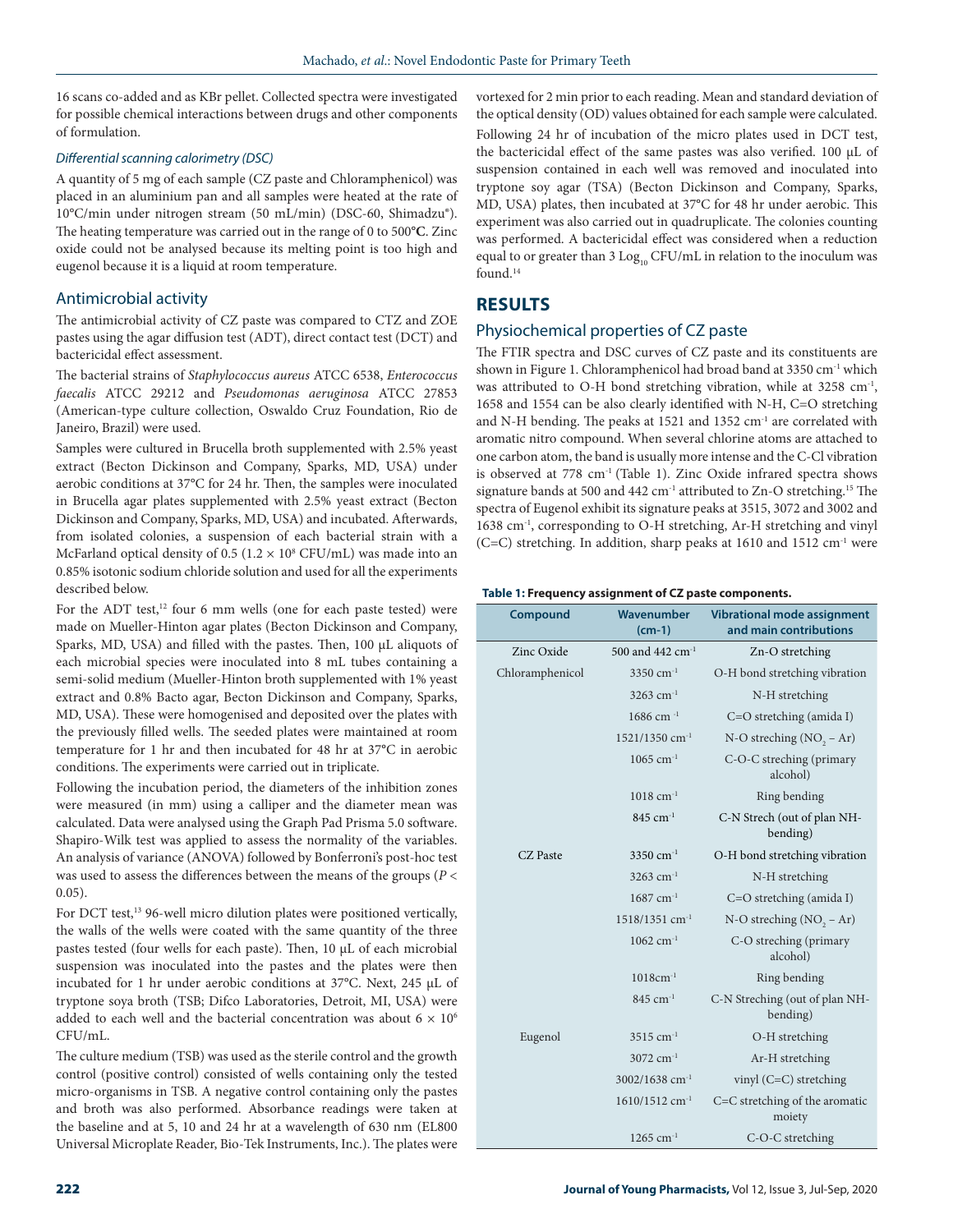16 scans co-added and as KBr pellet. Collected spectra were investigated for possible chemical interactions between drugs and other components of formulation.

#### *Differential scanning calorimetry (DSC)*

A quantity of 5 mg of each sample (CZ paste and Chloramphenicol) was placed in an aluminium pan and all samples were heated at the rate of 10°C/min under nitrogen stream (50 mL/min) (DSC-60, Shimadzu®). The heating temperature was carried out in the range of 0 to 500°**C**. Zinc oxide could not be analysed because its melting point is too high and eugenol because it is a liquid at room temperature.

### Antimicrobial activity

The antimicrobial activity of CZ paste was compared to CTZ and ZOE pastes using the agar diffusion test (ADT), direct contact test (DCT) and bactericidal effect assessment.

The bacterial strains of *Staphylococcus aureus* ATCC 6538, *Enterococcus faecalis* ATCC 29212 and *Pseudomonas aeruginosa* ATCC 27853 (American-type culture collection, Oswaldo Cruz Foundation, Rio de Janeiro, Brazil) were used.

Samples were cultured in Brucella broth supplemented with 2.5% yeast extract (Becton Dickinson and Company, Sparks, MD, USA) under aerobic conditions at 37°C for 24 hr. Then, the samples were inoculated in Brucella agar plates supplemented with 2.5% yeast extract (Becton Dickinson and Company, Sparks, MD, USA) and incubated. Afterwards, from isolated colonies, a suspension of each bacterial strain with a McFarland optical density of 0.5 ($1.2 \times 10^8$ CFU/mL) was made into an 0.85% isotonic sodium chloride solution and used for all the experiments described below.

For the ADT test,[12] four 6 mm wells (one for each paste tested) were made on Mueller-Hinton agar plates (Becton Dickinson and Company, Sparks, MD, USA) and filled with the pastes. Then, 100 µL aliquots of each microbial species were inoculated into 8 mL tubes containing a semi-solid medium (Mueller-Hinton broth supplemented with 1% yeast extract and 0.8% Bacto agar, Becton Dickinson and Company, Sparks, MD, USA). These were homogenised and deposited over the plates with the previously filled wells. The seeded plates were maintained at room temperature for 1 hr and then incubated for 48 hr at 37°C in aerobic conditions. The experiments were carried out in triplicate.

Following the incubation period, the diameters of the inhibition zones were measured (in mm) using a calliper and the diameter mean was calculated. Data were analysed using the Graph Pad Prisma 5.0 software. Shapiro-Wilk test was applied to assess the normality of the variables. An analysis of variance (ANOVA) followed by Bonferroni's post-hoc test was used to assess the differences between the means of the groups ($P < 0.05$).

For DCT test,[13] 96-well micro dilution plates were positioned vertically, the walls of the wells were coated with the same quantity of the three pastes tested (four wells for each paste). Then, 10 µL of each microbial suspension was inoculated into the pastes and the plates were then incubated for 1 hr under aerobic conditions at 37°C. Next, 245 µL of tryptone soya broth (TSB; Difco Laboratories, Detroit, MI, USA) were added to each well and the bacterial concentration was about $6 \times 10^6$ CFU/mL.

The culture medium (TSB) was used as the sterile control and the growth control (positive control) consisted of wells containing only the tested micro-organisms in TSB. A negative control containing only the pastes and broth was also performed. Absorbance readings were taken at the baseline and at 5, 10 and 24 hr at a wavelength of 630 nm (EL800 Universal Microplate Reader, Bio-Tek Instruments, Inc.). The plates were vortexed for 2 min prior to each reading. Mean and standard deviation of the optical density (OD) values obtained for each sample were calculated.

Following 24 hr of incubation of the micro plates used in DCT test, the bactericidal effect of the same pastes was also verified. 100 µL of suspension contained in each well was removed and inoculated into tryptone soy agar (TSA) (Becton Dickinson and Company, Sparks, MD, USA) plates, then incubated at 37°C for 48 hr under aerobic. This experiment was also carried out in quadruplicate. The colonies counting was performed. A bactericidal effect was considered when a reduction equal to or greater than 3 $Log_{10}$ CFU/mL in relation to the inoculum was found.[14]

## RESULTS

### Physiochemical properties of CZ paste

The FTIR spectra and DSC curves of CZ paste and its constituents are shown in Figure 1. Chloramphenicol had broad band at 3350 $cm^{-1}$ which was attributed to O-H bond stretching vibration, while at 3258 $cm^{-1}$, 1658 and 1554 can be also clearly identified with N-H, C=O stretching and N-H bending. The peaks at 1521 and 1352 $cm^{-1}$ are correlated with aromatic nitro compound. When several chlorine atoms are attached to one carbon atom, the band is usually more intense and the C-Cl vibration is observed at 778 $cm^{-1}$ (Table 1). Zinc Oxide infrared spectra shows signature bands at 500 and 442 $cm^{-1}$ attributed to Zn-O stretching.[15] The spectra of Eugenol exhibit its signature peaks at 3515, 3072 and 3002 and 1638 $cm^{-1}$, corresponding to O-H stretching, Ar-H stretching and vinyl (C=C) stretching. In addition, sharp peaks at 1610 and 1512 $cm^{-1}$ were

**Table 1: Frequency assignment of CZ paste components.**

| Compound | Wavenumber (cm-1) | Vibrational mode assignment and main contributions |
|---|---|---|
| Zinc Oxide | 500 and 442 $cm^{-1}$ | Zn-O stretching |
| Chloramphenicol | 3350 $cm^{-1}$ | O-H bond stretching vibration |
| | 3263 $cm^{-1}$ | N-H stretching |
| | 1686 $cm^{-1}$ | C=O stretching (amida I) |
| | 1521/1350 $cm^{-1}$ | N-O streching ($NO_2$ – Ar) |
| | 1065 $cm^{-1}$ | C-O-C streching (primary alcohol) |
| | 1018 $cm^{-1}$ | Ring bending |
| | 845 $cm^{-1}$ | C-N Strech (out of plan NH-bending) |
| CZ Paste | 3350 $cm^{-1}$ | O-H bond stretching vibration |
| | 3263 $cm^{-1}$ | N-H stretching |
| | 1687 $cm^{-1}$ | C=O stretching (amida I) |
| | 1518/1351 $cm^{-1}$ | N-O streching ($NO_2$ – Ar) |
| | 1062 $cm^{-1}$ | C-O streching (primary alcohol) |
| | 1018$cm^{-1}$ | Ring bending |
| | 845 $cm^{-1}$ | C-N Streching (out of plan NH-bending) |
| Eugenol | 3515 $cm^{-1}$ | O-H stretching |
| | 3072 $cm^{-1}$ | Ar-H stretching |
| | 3002/1638 $cm^{-1}$ | vinyl (C=C) stretching |
| | 1610/1512 $cm^{-1}$ | C=C stretching of the aromatic moiety |
| | 1265 $cm^{-1}$ | C-O-C stretching |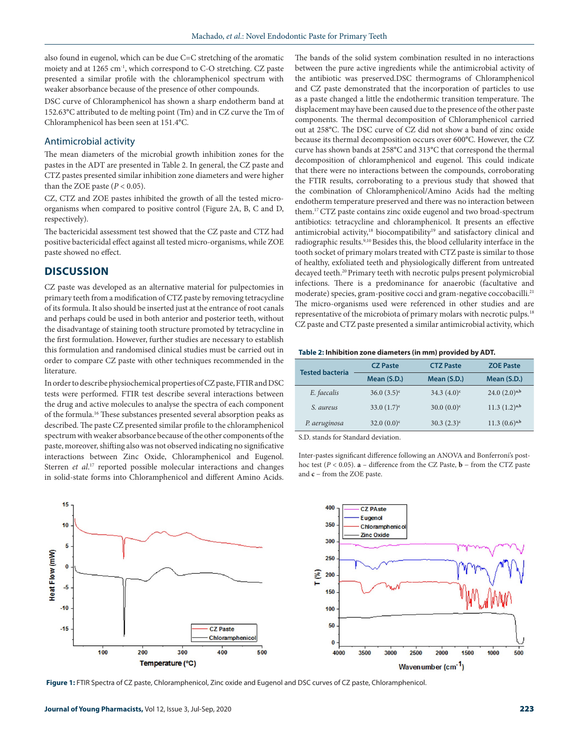also found in eugenol, which can be due C=C stretching of the aromatic moiety and at 1265 $cm^{-1}$, which correspond to C-O stretching. CZ paste presented a similar profile with the chloramphenicol spectrum with weaker absorbance because of the presence of other compounds.

DSC curve of Chloramphenicol has shown a sharp endotherm band at 152.63°C attributed to de melting point (Tm) and in CZ curve the Tm of Chloramphenicol has been seen at 151.4°C.

### Antimicrobial activity

The mean diameters of the microbial growth inhibition zones for the pastes in the ADT are presented in Table 2. In general, the CZ paste and CTZ pastes presented similar inhibition zone diameters and were higher than the ZOE paste ($P < 0.05$).

CZ, CTZ and ZOE pastes inhibited the growth of all the tested micro-organisms when compared to positive control (Figure 2A, B, C and D, respectively).

The bactericidal assessment test showed that the CZ paste and CTZ had positive bactericidal effect against all tested micro-organisms, while ZOE paste showed no effect.

## DISCUSSION

CZ paste was developed as an alternative material for pulpectomies in primary teeth from a modification of CTZ paste by removing tetracycline of its formula. It also should be inserted just at the entrance of root canals and perhaps could be used in both anterior and posterior teeth, without the disadvantage of staining tooth structure promoted by tetracycline in the first formulation. However, further studies are necessary to establish this formulation and randomised clinical studies must be carried out in order to compare CZ paste with other techniques recommended in the literature.

In order to describe physiochemical properties of CZ paste, FTIR and DSC tests were performed. FTIR test describe several interactions between the drug and active molecules to analyse the spectra of each component of the formula.[16] These substances presented several absorption peaks as described. The paste CZ presented similar profile to the chloramphenicol spectrum with weaker absorbance because of the other components of the paste, moreover, shifting also was not observed indicating no significative interactions between Zinc Oxide, Chloramphenicol and Eugenol. Sterren *et al.*[17] reported possible molecular interactions and changes in solid-state forms into Chloramphenicol and different Amino Acids. The bands of the solid system combination resulted in no interactions between the pure active ingredients while the antimicrobial activity of the antibiotic was preserved.DSC thermograms of Chloramphenicol and CZ paste demonstrated that the incorporation of particles to use as a paste changed a little the endothermic transition temperature. The displacement may have been caused due to the presence of the other paste components. The thermal decomposition of Chloramphenicol carried out at 258°C. The DSC curve of CZ did not show a band of zinc oxide because its thermal decomposition occurs over 600°C. However, the CZ curve has shown bands at 258°C and 313°C that correspond the thermal decomposition of chloramphenicol and eugenol. This could indicate that there were no interactions between the compounds, corroborating the FTIR results, corroborating to a previous study that showed that the combination of Chloramphenicol/Amino Acids had the melting endotherm temperature preserved and there was no interaction between them.[17] CTZ paste contains zinc oxide eugenol and two broad-spectrum antibiotics: tetracycline and chloramphenicol. It presents an effective antimicrobial activity,[18] biocompatibility[19] and satisfactory clinical and radiographic results.[9,10] Besides this, the blood cellularity interface in the tooth socket of primary molars treated with CTZ paste is similar to those of healthy, exfoliated teeth and physiologically different from untreated decayed teeth.[20] Primary teeth with necrotic pulps present polymicrobial infections. There is a predominance for anaerobic (facultative and moderate) species, gram-positive cocci and gram-negative coccobacilli.[21] The micro-organisms used were referenced in other studies and are representative of the microbiota of primary molars with necrotic pulps.[18] CZ paste and CTZ paste presented a similar antimicrobial activity, which

**Table 2: Inhibition zone diameters (in mm) provided by ADT.**

| Tested bacteria | CZ Paste | CTZ Paste | ZOE Paste |
|---|---|---|---|
| | Mean (S.D.) | Mean (S.D.) | Mean (S.D.) |
| *E. faecalis* | 36.0 (3.5)[c] | 34.3 (4.0)[c] | 24.0 (2.0)[a,b] |
| *S. aureus* | 33.0 (1.7)[c] | 30.0 (0.0)[c] | 11.3 (1.2)[a,b] |
| *P. aeruginosa* | 32.0 (0.0)[c] | 30.3 (2.3)[c] | 11.3 (0.6)[a,b] |

S.D. stands for Standard deviation.

Inter-pastes significant difference following an ANOVA and Bonferroni's post-hoc test ($P < 0.05$). **a** – difference from the CZ Paste, **b** – from the CTZ paste and **c** – from the ZOE paste.

**Figure 1:** FTIR Spectra of CZ paste, Chloramphenicol, Zinc oxide and Eugenol and DSC curves of CZ paste, Chloramphenicol.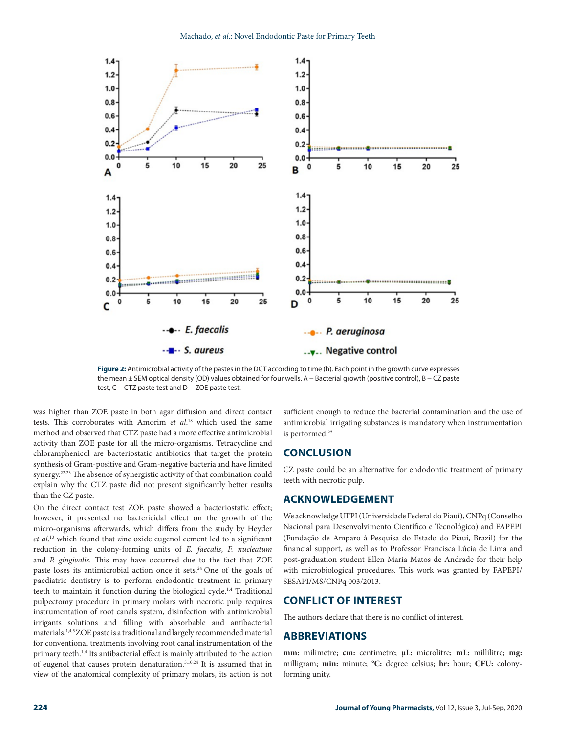**Figure 2:** Antimicrobial activity of the pastes in the DCT according to time (h). Each point in the growth curve expresses the mean ± SEM optical density (OD) values obtained for four wells. A – Bacterial growth (positive control), B – CZ paste test, C – CTZ paste test and D – ZOE paste test.

was higher than ZOE paste in both agar diffusion and direct contact tests. This corroborates with Amorim *et al.*[18] which used the same method and observed that CTZ paste had a more effective antimicrobial activity than ZOE paste for all the micro-organisms. Tetracycline and chloramphenicol are bacteriostatic antibiotics that target the protein synthesis of Gram-positive and Gram-negative bacteria and have limited synergy.[22,23] The absence of synergistic activity of that combination could explain why the CTZ paste did not present significantly better results than the CZ paste.

On the direct contact test ZOE paste showed a bacteriostatic effect; however, it presented no bactericidal effect on the growth of the micro-organisms afterwards, which differs from the study by Heyder *et al.*[13] which found that zinc oxide eugenol cement led to a significant reduction in the colony-forming units of *E. faecalis*, *F. nucleatum* and *P. gingivalis*. This may have occurred due to the fact that ZOE paste loses its antimicrobial action once it sets.[24] One of the goals of paediatric dentistry is to perform endodontic treatment in primary teeth to maintain it function during the biological cycle.[1,4] Traditional pulpectomy procedure in primary molars with necrotic pulp requires instrumentation of root canals system, disinfection with antimicrobial irrigants solutions and filling with absorbable and antibacterial materials.[1,4,5] ZOE paste is a traditional and largely recommended material for conventional treatments involving root canal instrumentation of the primary teeth.[1,4] Its antibacterial effect is mainly attributed to the action of eugenol that causes protein denaturation.[5,10,24] It is assumed that in view of the anatomical complexity of primary molars, its action is not sufficient enough to reduce the bacterial contamination and the use of antimicrobial irrigating substances is mandatory when instrumentation is performed.[25]

## CONCLUSION

CZ paste could be an alternative for endodontic treatment of primary teeth with necrotic pulp.

## ACKNOWLEDGEMENT

We acknowledge UFPI (Universidade Federal do Piauí), CNPq (Conselho Nacional para Desenvolvimento Científico e Tecnológico) and FAPEPI (Fundação de Amparo à Pesquisa do Estado do Piauí, Brazil) for the financial support, as well as to Professor Francisca Lúcia de Lima and post-graduation student Ellen Maria Matos de Andrade for their help with microbiological procedures. This work was granted by FAPEPI/SESAPI/MS/CNPq 003/2013.

## CONFLICT OF INTEREST

The authors declare that there is no conflict of interest.

## ABBREVIATIONS

**mm:** milimetre; **cm:** centimetre; **μL:** microlitre; **mL:** millilitre; **mg:** milligram; **min:** minute; **°C:** degree celsius; **hr:** hour; **CFU:** colony-forming unity.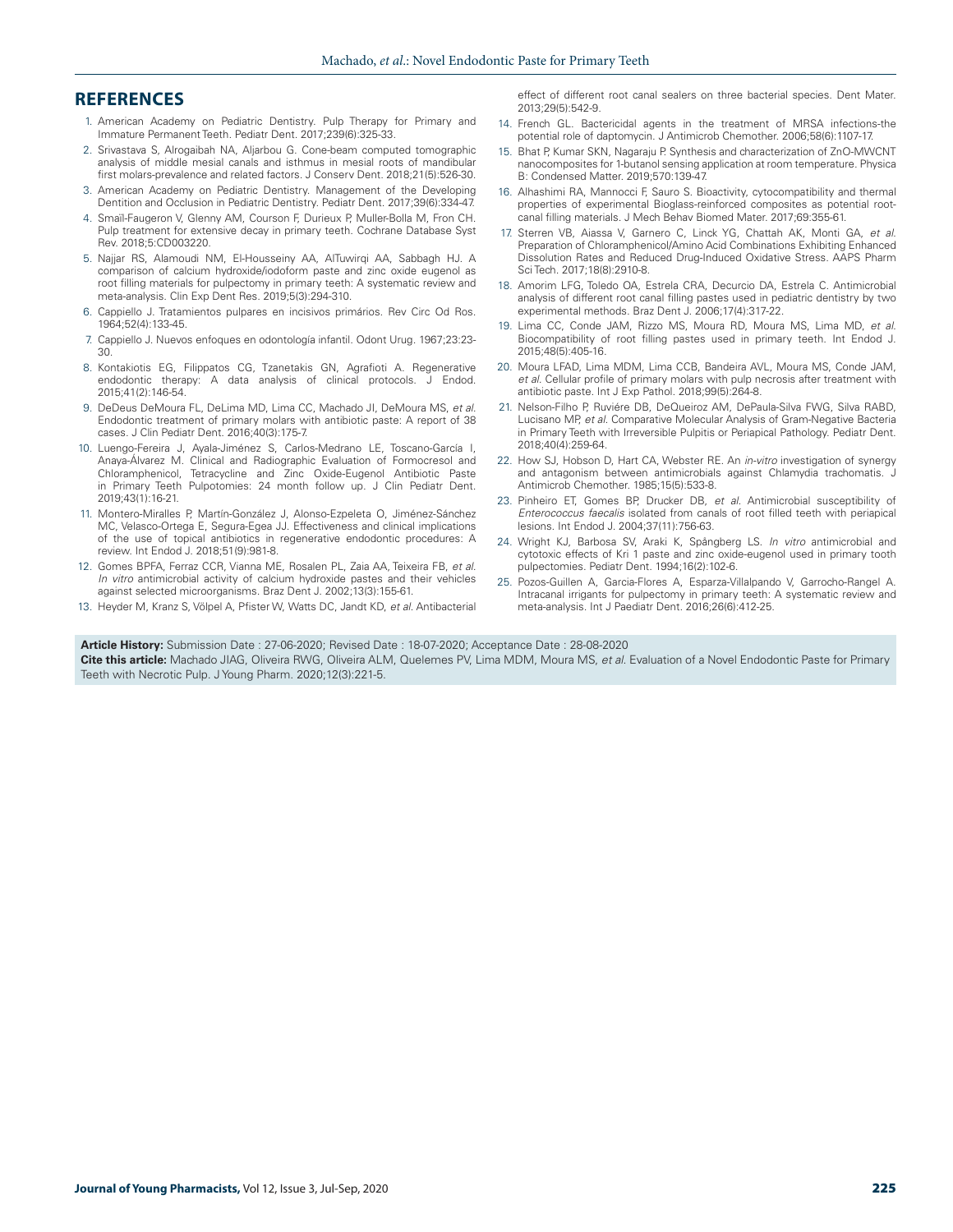## REFERENCES

1. American Academy on Pediatric Dentistry. Pulp Therapy for Primary and Immature Permanent Teeth. Pediatr Dent. 2017;239(6):325-33.
2. Srivastava S, Alrogaibah NA, Aljarbou G. Cone-beam computed tomographic analysis of middle mesial canals and isthmus in mesial roots of mandibular first molars-prevalence and related factors. J Conserv Dent. 2018;21(5):526-30.
3. American Academy on Pediatric Dentistry. Management of the Developing Dentition and Occlusion in Pediatric Dentistry. Pediatr Dent. 2017;39(6):334-47.
4. Smaïl-Faugeron V, Glenny AM, Courson F, Durieux P, Muller-Bolla M, Fron CH. Pulp treatment for extensive decay in primary teeth. Cochrane Database Syst Rev. 2018;5:CD003220.
5. Najjar RS, Alamoudi NM, El-Housseiny AA, AlTuwirqi AA, Sabbagh HJ. A comparison of calcium hydroxide/iodoform paste and zinc oxide eugenol as root filling materials for pulpectomy in primary teeth: A systematic review and meta-analysis. Clin Exp Dent Res. 2019;5(3):294-310.
6. Cappiello J. Tratamientos pulpares en incisivos primários. Rev Circ Od Ros. 1964;52(4):133-45.
7. Cappiello J. Nuevos enfoques en odontología infantil. Odont Urug. 1967;23:23-30.
8. Kontakiotis EG, Filippatos CG, Tzanetakis GN, Agrafioti A. Regenerative endodontic therapy: A data analysis of clinical protocols. J Endod. 2015;41(2):146-54.
9. DeDeus DeMoura FL, DeLima MD, Lima CC, Machado JI, DeMoura MS, *et al*. Endodontic treatment of primary molars with antibiotic paste: A report of 38 cases. J Clin Pediatr Dent. 2016;40(3):175-7.
10. Luengo-Fereira J, Ayala-Jiménez S, Carlos-Medrano LE, Toscano-García I, Anaya-Álvarez M. Clinical and Radiographic Evaluation of Formocresol and Chloramphenicol, Tetracycline and Zinc Oxide-Eugenol Antibiotic Paste in Primary Teeth Pulpotomies: 24 month follow up. J Clin Pediatr Dent. 2019;43(1):16-21.
11. Montero-Miralles P, Martín-González J, Alonso-Ezpeleta O, Jiménez-Sánchez MC, Velasco-Ortega E, Segura-Egea JJ. Effectiveness and clinical implications of the use of topical antibiotics in regenerative endodontic procedures: A review. Int Endod J. 2018;51(9):981-8.
12. Gomes BPFA, Ferraz CCR, Vianna ME, Rosalen PL, Zaia AA, Teixeira FB, *et al*. *In vitro* antimicrobial activity of calcium hydroxide pastes and their vehicles against selected microorganisms. Braz Dent J. 2002;13(3):155-61.
13. Heyder M, Kranz S, Völpel A, Pfister W, Watts DC, Jandt KD, *et al*. Antibacterial effect of different root canal sealers on three bacterial species. Dent Mater. 2013;29(5):542-9.
14. French GL. Bactericidal agents in the treatment of MRSA infections-the potential role of daptomycin. J Antimicrob Chemother. 2006;58(6):1107-17.
15. Bhat P, Kumar SKN, Nagaraju P. Synthesis and characterization of ZnO-MWCNT nanocomposites for 1-butanol sensing application at room temperature. Physica B: Condensed Matter. 2019;570:139-47.
16. Alhashimi RA, Mannocci F, Sauro S. Bioactivity, cytocompatibility and thermal properties of experimental Bioglass-reinforced composites as potential root-canal filling materials. J Mech Behav Biomed Mater. 2017;69:355-61.
17. Sterren VB, Aiassa V, Garnero C, Linck YG, Chattah AK, Monti GA, *et al*. Preparation of Chloramphenicol/Amino Acid Combinations Exhibiting Enhanced Dissolution Rates and Reduced Drug-Induced Oxidative Stress. AAPS Pharm Sci Tech. 2017;18(8):2910-8.
18. Amorim LFG, Toledo OA, Estrela CRA, Decurcio DA, Estrela C. Antimicrobial analysis of different root canal filling pastes used in pediatric dentistry by two experimental methods. Braz Dent J. 2006;17(4):317-22.
19. Lima CC, Conde JAM, Rizzo MS, Moura RD, Moura MS, Lima MD, *et al*. Biocompatibility of root filling pastes used in primary teeth. Int Endod J. 2015;48(5):405-16.
20. Moura LFAD, Lima MDM, Lima CCB, Bandeira AVL, Moura MS, Conde JAM, *et al*. Cellular profile of primary molars with pulp necrosis after treatment with antibiotic paste. Int J Exp Pathol. 2018;99(5):264-8.
21. Nelson-Filho P, Ruviére DB, DeQueiroz AM, DePaula-Silva FWG, Silva RABD, Lucisano MP, *et al*. Comparative Molecular Analysis of Gram-Negative Bacteria in Primary Teeth with Irreversible Pulpitis or Periapical Pathology. Pediatr Dent. 2018;40(4):259-64.
22. How SJ, Hobson D, Hart CA, Webster RE. An *in-vitro* investigation of synergy and antagonism between antimicrobials against Chlamydia trachomatis. J Antimicrob Chemother. 1985;15(5):533-8.
23. Pinheiro ET, Gomes BP, Drucker DB, *et al*. Antimicrobial susceptibility of *Enterococcus faecalis* isolated from canals of root filled teeth with periapical lesions. Int Endod J. 2004;37(11):756-63.
24. Wright KJ, Barbosa SV, Araki K, Spångberg LS. *In vitro* antimicrobial and cytotoxic effects of Kri 1 paste and zinc oxide-eugenol used in primary tooth pulpectomies. Pediatr Dent. 1994;16(2):102-6.
25. Pozos-Guillen A, Garcia-Flores A, Esparza-Villalpando V, Garrocho-Rangel A. Intracanal irrigants for pulpectomy in primary teeth: A systematic review and meta-analysis. Int J Paediatr Dent. 2016;26(6):412-25.

**Article History:** Submission Date : 27-06-2020; Revised Date : 18-07-2020; Acceptance Date : 28-08-2020

**Cite this article:** Machado JIAG, Oliveira RWG, Oliveira ALM, Quelemes PV, Lima MDM, Moura MS, *et al*. Evaluation of a Novel Endodontic Paste for Primary Teeth with Necrotic Pulp. J Young Pharm. 2020;12(3):221-5.